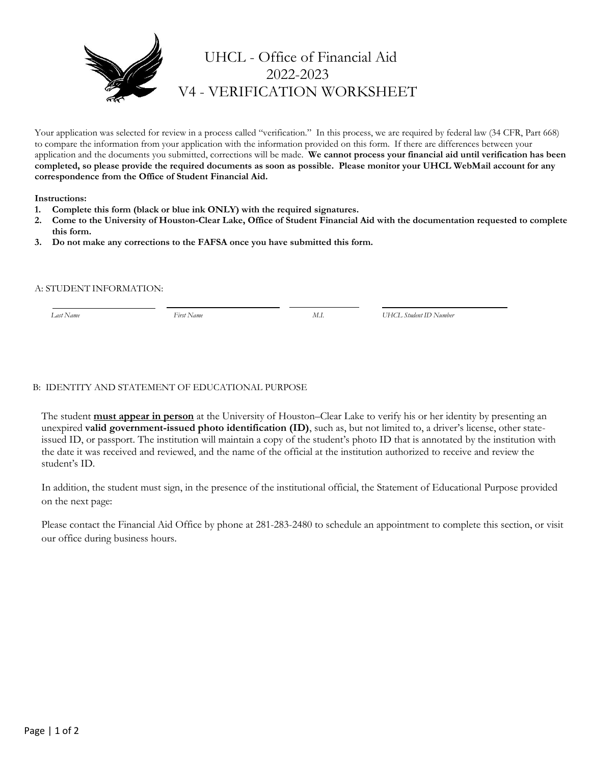# UHCL - Office of Financial Aid
# 2022-2023
# V4 - VERIFICATION WORKSHEET

Your application was selected for review in a process called "verification." In this process, we are required by federal law (34 CFR, Part 668) to compare the information from your application with the information provided on this form. If there are differences between your application and the documents you submitted, corrections will be made. **We cannot process your financial aid until verification has been completed, so please provide the required documents as soon as possible. Please monitor your UHCL WebMail account for any correspondence from the Office of Student Financial Aid.**

**Instructions:**

1. **Complete this form (black or blue ink ONLY) with the required signatures.**
2. **Come to the University of Houston-Clear Lake, Office of Student Financial Aid with the documentation requested to complete this form.**
3. **Do not make any corrections to the FAFSA once you have submitted this form.**

## A: STUDENT INFORMATION:

| | | | |
|---|---|---|---|
| *Last Name* | *First Name* | *M.I.* | *UHCL Student ID Number* |

## B: IDENTITY AND STATEMENT OF EDUCATIONAL PURPOSE

The student **must appear in person** at the University of Houston–Clear Lake to verify his or her identity by presenting an unexpired **valid government-issued photo identification (ID)**, such as, but not limited to, a driver's license, other state-issued ID, or passport. The institution will maintain a copy of the student's photo ID that is annotated by the institution with the date it was received and reviewed, and the name of the official at the institution authorized to receive and review the student's ID.

In addition, the student must sign, in the presence of the institutional official, the Statement of Educational Purpose provided on the next page:

Please contact the Financial Aid Office by phone at 281-283-2480 to schedule an appointment to complete this section, or visit our office during business hours.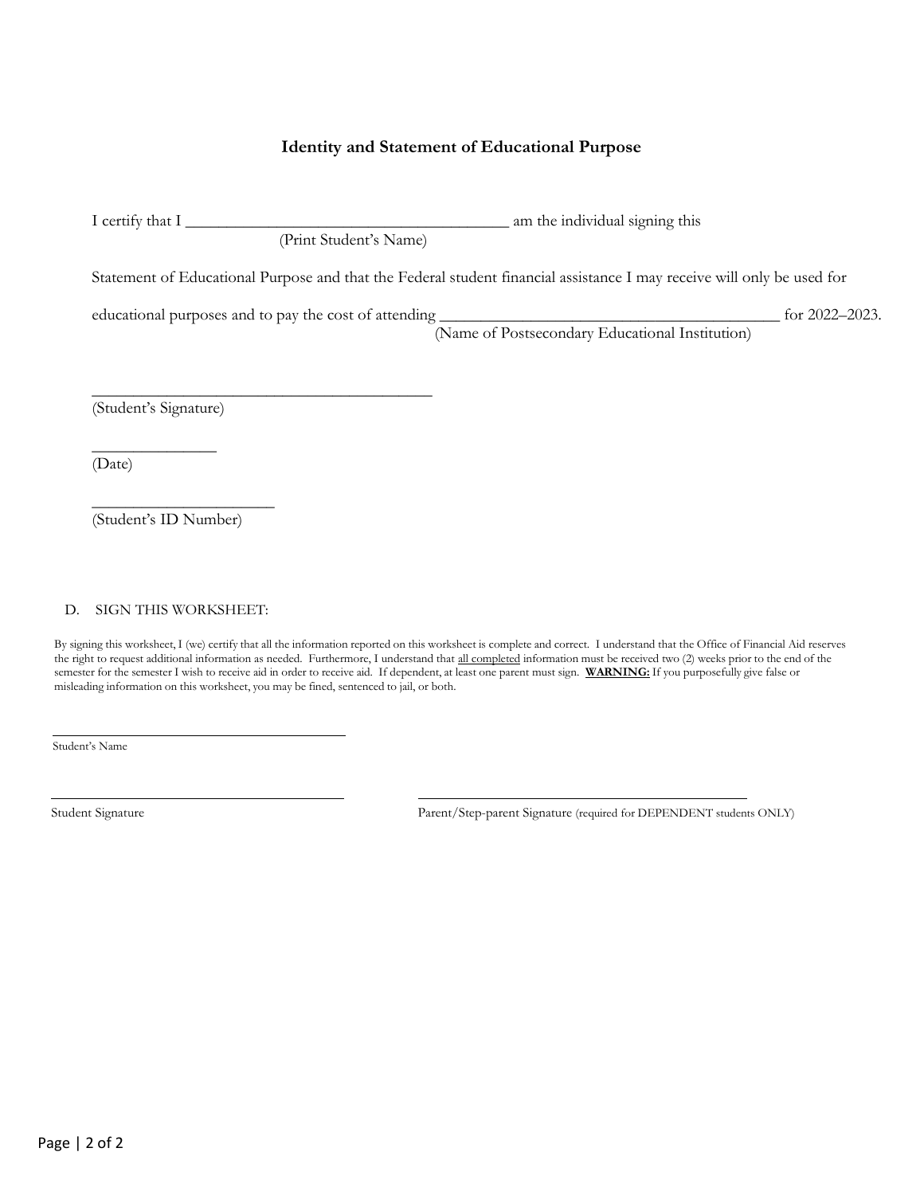## Identity and Statement of Educational Purpose

I certify that I ________________________________________ am the individual signing this
(Print Student's Name)

Statement of Educational Purpose and that the Federal student financial assistance I may receive will only be used for educational purposes and to pay the cost of attending __________________________________________ for 2022–2023.
(Name of Postsecondary Educational Institution)

__________________________________________
(Student's Signature)

_______________
(Date)

______________________
(Student's ID Number)

D. SIGN THIS WORKSHEET:

By signing this worksheet, I (we) certify that all the information reported on this worksheet is complete and correct. I understand that the Office of Financial Aid reserves the right to request additional information as needed. Furthermore, I understand that all completed information must be received two (2) weeks prior to the end of the semester for the semester I wish to receive aid in order to receive aid. If dependent, at least one parent must sign. **WARNING:** If you purposefully give false or misleading information on this worksheet, you may be fined, sentenced to jail, or both.

____________________________________
Student's Name

____________________________________
Student Signature

____________________________________
Parent/Step-parent Signature (required for DEPENDENT students ONLY)